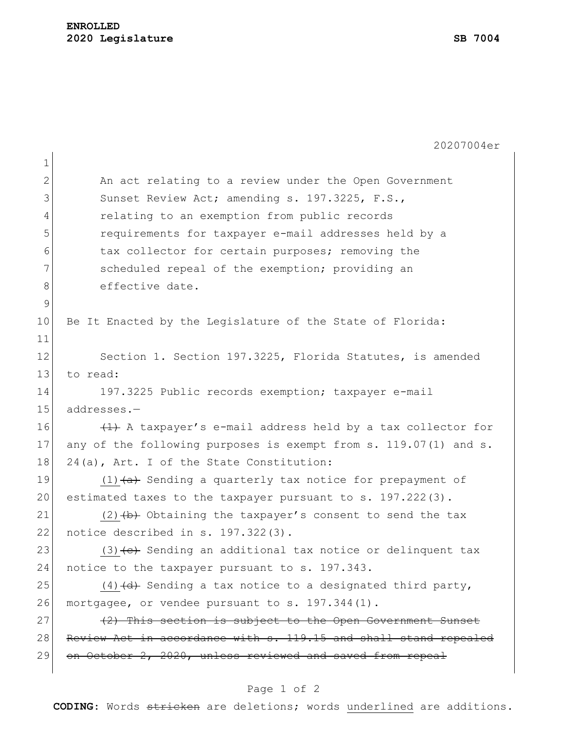**ENROLLED**
**2020 Legislature** **SB 7004**

20207004er

An act relating to a review under the Open Government Sunset Review Act; amending s. 197.3225, F.S., relating to an exemption from public records requirements for taxpayer e-mail addresses held by a tax collector for certain purposes; removing the scheduled repeal of the exemption; providing an effective date.

Be It Enacted by the Legislature of the State of Florida:

Section 1. Section 197.3225, Florida Statutes, is amended to read:

197.3225 Public records exemption; taxpayer e-mail addresses.—

~~(1)~~ A taxpayer's e-mail address held by a tax collector for any of the following purposes is exempt from s. 119.07(1) and s. 24(a), Art. I of the State Constitution:

<u>(1)</u>~~(a)~~ Sending a quarterly tax notice for prepayment of estimated taxes to the taxpayer pursuant to s. 197.222(3).

<u>(2)</u>~~(b)~~ Obtaining the taxpayer's consent to send the tax notice described in s. 197.322(3).

<u>(3)</u>~~(c)~~ Sending an additional tax notice or delinquent tax notice to the taxpayer pursuant to s. 197.343.

<u>(4)</u>~~(d)~~ Sending a tax notice to a designated third party, mortgagee, or vendee pursuant to s. 197.344(1).

~~(2) This section is subject to the Open Government Sunset Review Act in accordance with s. 119.15 and shall stand repealed on October 2, 2020, unless reviewed and saved from repeal~~

**CODING:** Words ~~stricken~~ are deletions; words <u>underlined</u> are additions.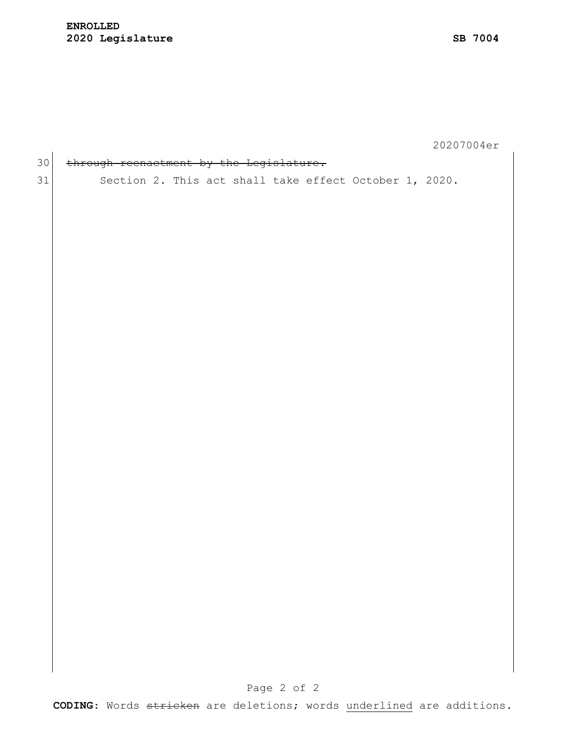30 ~~through reenactment by the Legislature.~~

31 Section 2. This act shall take effect October 1, 2020.